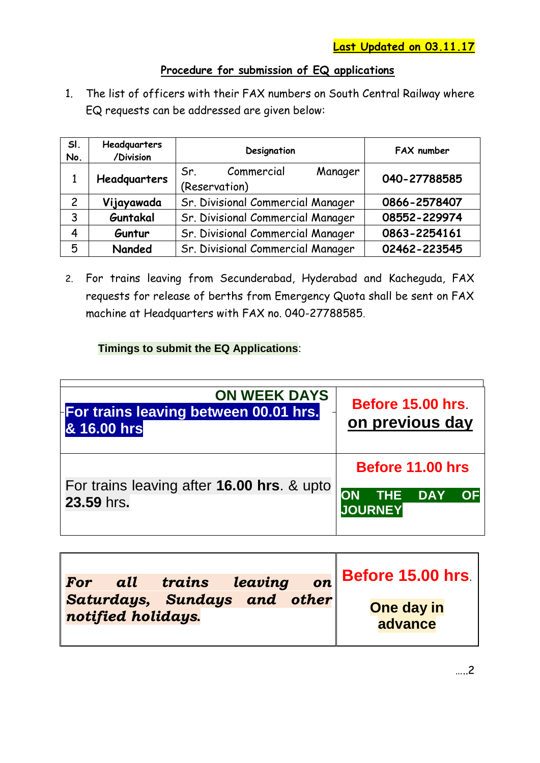**Last Updated on 03.11.17**

## Procedure for submission of EQ applications

1. The list of officers with their FAX numbers on South Central Railway where EQ requests can be addressed are given below:

| Sl. No. | Headquarters /Division | Designation | FAX number |
|---|---|---|---|
| 1 | **Headquarters** | Sr. Commercial Manager (Reservation) | **040-27788585** |
| 2 | **Vijayawada** | Sr. Divisional Commercial Manager | **0866-2578407** |
| 3 | **Guntakal** | Sr. Divisional Commercial Manager | **08552-229974** |
| 4 | **Guntur** | Sr. Divisional Commercial Manager | **0863-2254161** |
| 5 | **Nanded** | Sr. Divisional Commercial Manager | **02462-223545** |

2. For trains leaving from Secunderabad, Hyderabad and Kacheguda, FAX requests for release of berths from Emergency Quota shall be sent on FAX machine at Headquarters with FAX no. 040-27788585.

**Timings to submit the EQ Applications**:

| **ON WEEK DAYS** | |
|---|---|
| **For trains leaving between 00.01 hrs. & 16.00 hrs** | **Before 15.00 hrs.** **on previous day** |
| For trains leaving after **16.00 hrs**. & upto **23.59** hrs. | **Before 11.00 hrs** **ON THE DAY OF JOURNEY** |

| | |
|---|---|
| ***For all trains leaving on Saturdays, Sundays and other notified holidays.*** | **Before 15.00 hrs.** **One day in advance** |

.....2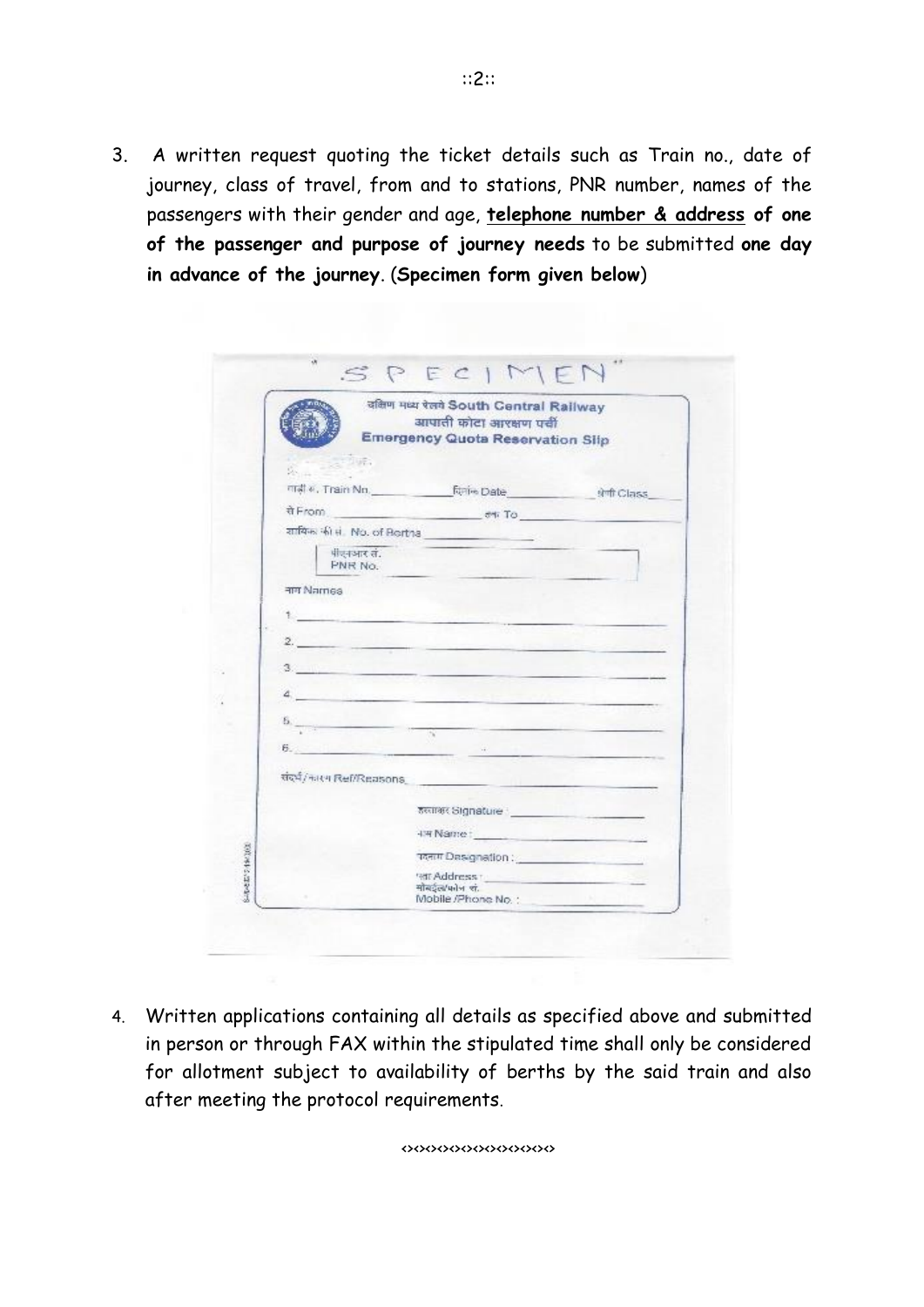3. A written request quoting the ticket details such as Train no., date of journey, class of travel, from and to stations, PNR number, names of the passengers with their gender and age, **telephone number & address of one of the passenger and purpose of journey needs** to be submitted **one day in advance of the journey**. (**Specimen form given below**)

SPECIMEN

दक्षिण मध्य रेलवे South Central Railway

आपाती कोटा आरक्षण पर्ची

**Emergency Quota Reservation Slip**

गाड़ी सं. Train No. \_\_\_\_\_\_ दिनांक Date \_\_\_\_\_\_ श्रेणी Class \_\_\_\_\_\_

से From \_\_\_\_\_\_ तक To \_\_\_\_\_\_

शायिका की सं. No. of Berths \_\_\_\_\_\_

पीएनआर सं. PNR No. \_\_\_\_\_\_

नाम Names

1. \_\_\_\_\_\_
2. \_\_\_\_\_\_
3. \_\_\_\_\_\_
4. \_\_\_\_\_\_
5. \_\_\_\_\_\_
6. \_\_\_\_\_\_

संदर्भ/कारण Ref/Reasons \_\_\_\_\_\_

हस्ताक्षर Signature : \_\_\_\_\_\_

नाम Name : \_\_\_\_\_\_

पदनाम Designation : \_\_\_\_\_\_

पता Address : \_\_\_\_\_\_

मोबाईल/फोन सं. Mobile /Phone No. : \_\_\_\_\_\_

4. Written applications containing all details as specified above and submitted in person or through FAX within the stipulated time shall only be considered for allotment subject to availability of berths by the said train and also after meeting the protocol requirements.

<><><><><><><><><><><><>